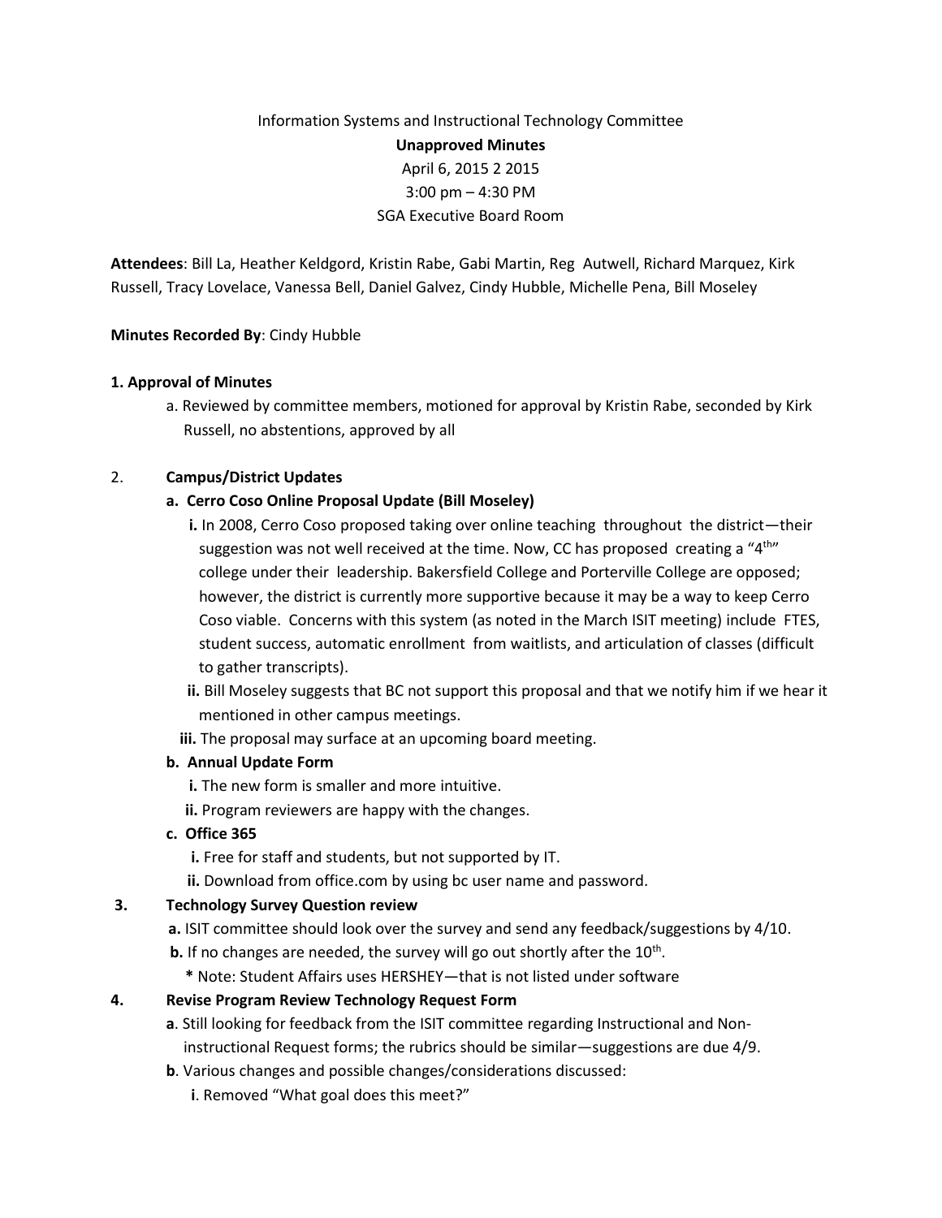Information Systems and Instructional Technology Committee

**Unapproved Minutes**

April 6, 2015 2 2015

3:00 pm – 4:30 PM

SGA Executive Board Room

**Attendees**: Bill La, Heather Keldgord, Kristin Rabe, Gabi Martin, Reg Autwell, Richard Marquez, Kirk Russell, Tracy Lovelace, Vanessa Bell, Daniel Galvez, Cindy Hubble, Michelle Pena, Bill Moseley

**Minutes Recorded By**: Cindy Hubble

**1. Approval of Minutes**

a. Reviewed by committee members, motioned for approval by Kristin Rabe, seconded by Kirk Russell, no abstentions, approved by all

2. **Campus/District Updates**

**a. Cerro Coso Online Proposal Update (Bill Moseley)**

**i.** In 2008, Cerro Coso proposed taking over online teaching throughout the district—their suggestion was not well received at the time. Now, CC has proposed creating a "4th" college under their leadership. Bakersfield College and Porterville College are opposed; however, the district is currently more supportive because it may be a way to keep Cerro Coso viable. Concerns with this system (as noted in the March ISIT meeting) include FTES, student success, automatic enrollment from waitlists, and articulation of classes (difficult to gather transcripts).

**ii.** Bill Moseley suggests that BC not support this proposal and that we notify him if we hear it mentioned in other campus meetings.

**iii.** The proposal may surface at an upcoming board meeting.

**b. Annual Update Form**

**i.** The new form is smaller and more intuitive.

**ii.** Program reviewers are happy with the changes.

**c. Office 365**

**i.** Free for staff and students, but not supported by IT.

**ii.** Download from office.com by using bc user name and password.

**3. Technology Survey Question review**

**a.** ISIT committee should look over the survey and send any feedback/suggestions by 4/10.

**b.** If no changes are needed, the survey will go out shortly after the 10th.

**\*** Note: Student Affairs uses HERSHEY—that is not listed under software

**4. Revise Program Review Technology Request Form**

**a**. Still looking for feedback from the ISIT committee regarding Instructional and Non-instructional Request forms; the rubrics should be similar—suggestions are due 4/9.

**b**. Various changes and possible changes/considerations discussed:

**i**. Removed "What goal does this meet?"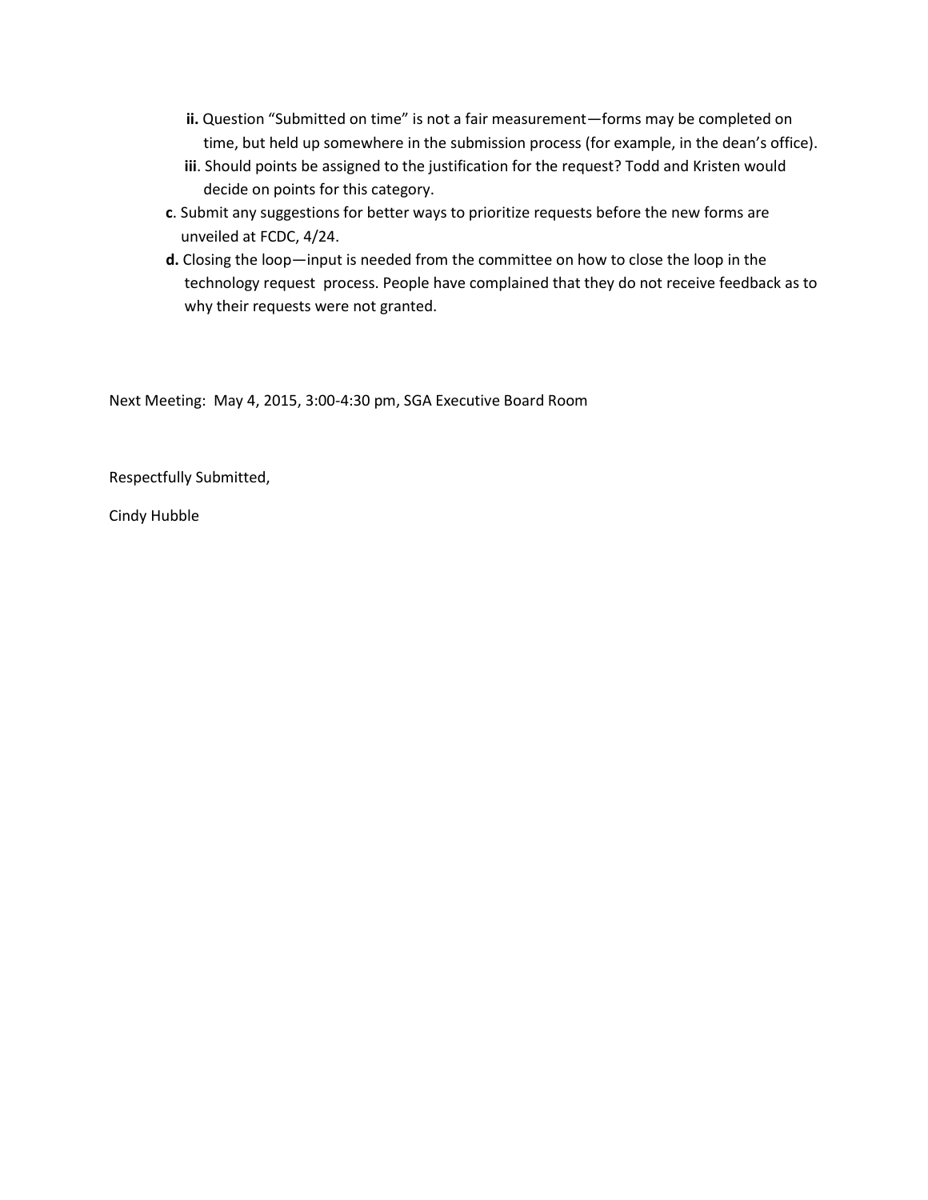- **ii.** Question "Submitted on time" is not a fair measurement—forms may be completed on time, but held up somewhere in the submission process (for example, in the dean's office).
   - **iii**. Should points be assigned to the justification for the request? Todd and Kristen would decide on points for this category.

- **c**. Submit any suggestions for better ways to prioritize requests before the new forms are unveiled at FCDC, 4/24.
- **d.** Closing the loop—input is needed from the committee on how to close the loop in the technology request process. People have complained that they do not receive feedback as to why their requests were not granted.

Next Meeting: May 4, 2015, 3:00-4:30 pm, SGA Executive Board Room

Respectfully Submitted,

Cindy Hubble